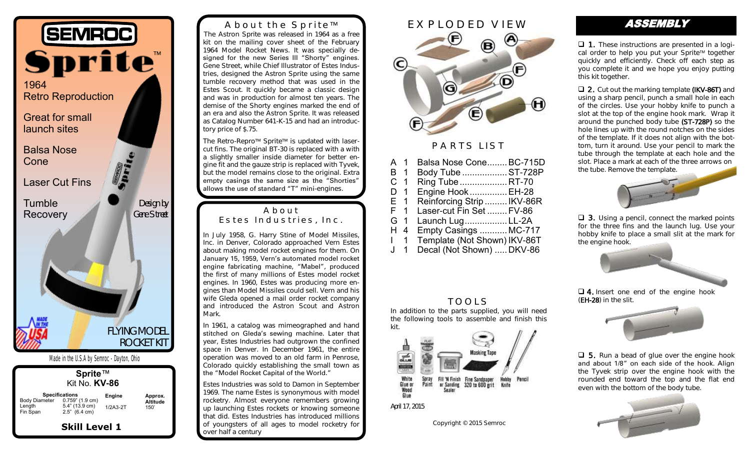# SEMROC Sprite™

1964 Retro Reproduction

Great for small launch sites

Balsa Nose Cone

Laser Cut Fins

Tumble Recovery

Design by Gene Street

FLYING MODEL ROCKET KIT

Made in the U.S.A by Semroc - Dayton, Ohio

**Sprite™**
Kit No. **KV-86**

| Specifications | | Engine | Approx. Altitude |
|---|---|---|---|
| Body Diameter | 0.759" (1.9 cm) | 1/2A3-2T | 150' |
| Length | 5.4" (13.9 cm) | | |
| Fin Span | 2.5" (6.4 cm) | | |

**Skill Level 1**

## About the Sprite™

The Astron Sprite was released in 1964 as a free kit on the mailing cover sheet of the February 1964 Model Rocket News. It was specially designed for the new Series III "Shorty" engines. Gene Street, while Chief Illustrator of Estes Industries, designed the Astron Sprite using the same tumble recovery method that was used in the Estes Scout. It quickly became a classic design and was in production for almost ten years. The demise of the Shorty engines marked the end of an era and also the Astron Sprite. It was released as Catalog Number 641-K-15 and had an introductory price of $.75.

The Retro-Repro™ Sprite™ is updated with laser-cut fins. The original BT-30 is replaced with a with a slightly smaller inside diameter for better engine fit and the gauze strip is replaced with Tyvek, but the model remains close to the original. Extra empty casings the same size as the "Shorties" allows the use of standard "T" mini-engines.

## About Estes Industries, Inc.

In July 1958, G. Harry Stine of Model Missiles, Inc. in Denver, Colorado approached Vern Estes about making model rocket engines for them. On January 15, 1959, Vern's automated model rocket engine fabricating machine, "Mabel", produced the first of many millions of Estes model rocket engines. In 1960, Estes was producing more engines than Model Missiles could sell. Vern and his wife Gleda opened a mail order rocket company and introduced the Astron Scout and Astron Mark.

In 1961, a catalog was mimeographed and hand stitched on Gleda's sewing machine. Later that year, Estes Industries had outgrown the confined space in Denver. In December 1961, the entire operation was moved to an old farm in Penrose, Colorado quickly establishing the small town as the "Model Rocket Capital of the World."

Estes Industries was sold to Damon in September 1969. The name Estes is synonymous with model rocketry. Almost everyone remembers growing up launching Estes rockets or knowing someone that did. Estes Industries has introduced millions of youngsters of all ages to model rocketry for over half a century

## EXPLODED VIEW

## PARTS LIST

| | Qty | Part | No. |
|---|---|---|---|
| A | 1 | Balsa Nose Cone | BC-715D |
| B | 1 | Body Tube | ST-728P |
| C | 1 | Ring Tube | RT-70 |
| D | 1 | Engine Hook | EH-28 |
| E | 1 | Reinforcing Strip | IKV-86R |
| F | 1 | Laser-cut Fin Set | FV-86 |
| G | 1 | Launch Lug | LL-2A |
| H | 4 | Empty Casings | MC-717 |
| I | 1 | Template (Not Shown) | IKV-86T |
| J | 1 | Decal (Not Shown) | DKV-86 |

## TOOLS

In addition to the parts supplied, you will need the following tools to assemble and finish this kit.

White Glue or Wood Glue · Spray Paint · Fill 'N Finish or Sanding Sealer · Fine Sandpaper 320 to 600 grit · Masking Tape · Hobby Knife · Pencil

April 17, 2015

Copyright © 2015 Semroc

## ASSEMBLY

❑ **1.** These instructions are presented in a logical order to help you put your Sprite™ together quickly and efficiently. Check off each step as you complete it and we hope you enjoy putting this kit together.

❑ **2.** Cut out the marking template **(IKV-86T)** and using a sharp pencil, punch a small hole in each of the circles. Use your hobby knife to punch a slot at the top of the engine hook mark. Wrap it around the punched body tube **(ST-728P)** so the hole lines up with the round notches on the sides of the template. If it does not align with the bottom, turn it around. Use your pencil to mark the tube through the template at each hole and the slot. Place a mark at each of the three arrows on the tube. Remove the template.

❑ **3.** Using a pencil, connect the marked points for the three fins and the launch lug. Use your hobby knife to place a small slit at the mark for the engine hook.

❑ **4.** Insert one end of the engine hook (**EH-28**) in the slit.

❑ **5.** Run a bead of glue over the engine hook and about 1/8" on each side of the hook. Align the Tyvek strip over the engine hook with the rounded end toward the top and the flat end even with the bottom of the body tube.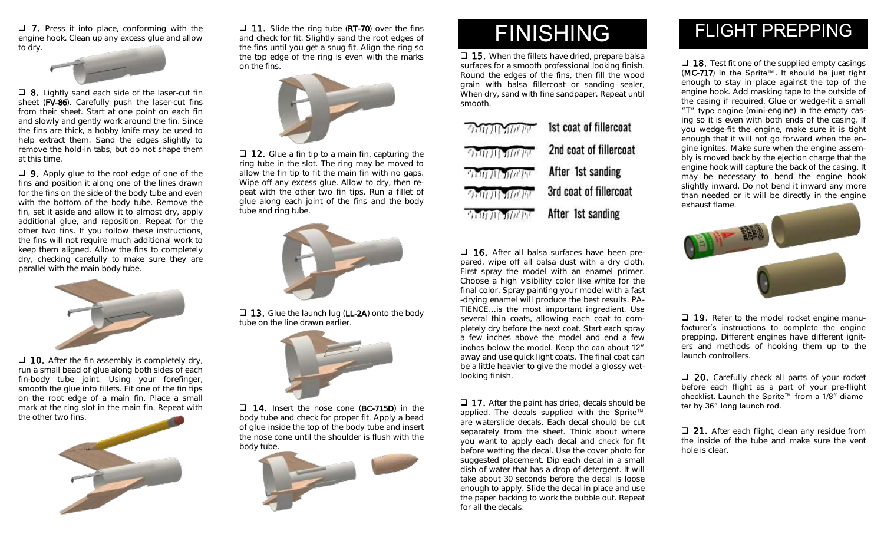❑ **7.** Press it into place, conforming with the engine hook. Clean up any excess glue and allow to dry.

❑ **8.** Lightly sand each side of the laser-cut fin sheet (**FV-86**). Carefully push the laser-cut fins from their sheet. Start at one point on each fin and slowly and gently work around the fin. Since the fins are thick, a hobby knife may be used to help extract them. Sand the edges slightly to remove the hold-in tabs, but do not shape them at this time.

❑ **9.** Apply glue to the root edge of one of the fins and position it along one of the lines drawn for the fins on the side of the body tube and even with the bottom of the body tube. Remove the fin, set it aside and allow it to almost dry, apply additional glue, and reposition. Repeat for the other two fins. If you follow these instructions, the fins will not require much additional work to keep them aligned. Allow the fins to completely dry, checking carefully to make sure they are parallel with the main body tube.

❑ **10.** After the fin assembly is completely dry, run a small bead of glue along both sides of each fin-body tube joint. Using your forefinger, smooth the glue into fillets. Fit one of the fin tips on the root edge of a main fin. Place a small mark at the ring slot in the main fin. Repeat with the other two fins.

❑ **11.** Slide the ring tube (**RT-70**) over the fins and check for fit. Slightly sand the root edges of the fins until you get a snug fit. Align the ring so the top edge of the ring is even with the marks on the fins.

❑ **12.** Glue a fin tip to a main fin, capturing the ring tube in the slot. The ring may be moved to allow the fin tip to fit the main fin with no gaps. Wipe off any excess glue. Allow to dry, then repeat with the other two fin tips. Run a fillet of glue along each joint of the fins and the body tube and ring tube.

❑ **13.** Glue the launch lug (**LL-2A**) onto the body tube on the line drawn earlier.

❑ **14.** Insert the nose cone (**BC-715D**) in the body tube and check for proper fit. Apply a bead of glue inside the top of the body tube and insert the nose cone until the shoulder is flush with the body tube.

# FINISHING

❑ **15.** When the fillets have dried, prepare balsa surfaces for a smooth professional looking finish. Round the edges of the fins, then fill the wood grain with balsa fillercoat or sanding sealer, When dry, sand with fine sandpaper. Repeat until smooth.

1st coat of fillercoat

2nd coat of fillercoat

After 1st sanding

3rd coat of fillercoat

After 1st sanding

❑ **16.** After all balsa surfaces have been prepared, wipe off all balsa dust with a dry cloth. First spray the model with an enamel primer. Choose a high visibility color like white for the final color. Spray painting your model with a fast-drying enamel will produce the best results. PATIENCE…is the most important ingredient. Use several thin coats, allowing each coat to completely dry before the next coat. Start each spray a few inches above the model and end a few inches below the model. Keep the can about 12" away and use quick light coats. The final coat can be a little heavier to give the model a glossy wet-looking finish.

❑ **17.** After the paint has dried, decals should be applied. The decals supplied with the Sprite™ are waterslide decals. Each decal should be cut separately from the sheet. Think about where you want to apply each decal and check for fit before wetting the decal. Use the cover photo for suggested placement. Dip each decal in a small dish of water that has a drop of detergent. It will take about 30 seconds before the decal is loose enough to apply. Slide the decal in place and use the paper backing to work the bubble out. Repeat for all the decals.

# FLIGHT PREPPING

❑ **18.** Test fit one of the supplied empty casings (**MC-717**) in the Sprite™. It should be just tight enough to stay in place against the top of the engine hook. Add masking tape to the outside of the casing if required. Glue or wedge-fit a small "T" type engine (mini-engine) in the empty casing so it is even with both ends of the casing. If you wedge-fit the engine, make sure it is tight enough that it will not go forward when the engine ignites. Make sure when the engine assembly is moved back by the ejection charge that the engine hook will capture the back of the casing. It may be necessary to bend the engine hook slightly inward. Do not bend it inward any more than needed or it will be directly in the engine exhaust flame.

❑ **19.** Refer to the model rocket engine manufacturer's instructions to complete the engine prepping. Different engines have different igniters and methods of hooking them up to the launch controllers.

❑ **20.** Carefully check all parts of your rocket before each flight as a part of your pre-flight checklist. Launch the Sprite™ from a 1/8" diameter by 36" long launch rod.

❑ **21.** After each flight, clean any residue from the inside of the tube and make sure the vent hole is clear.